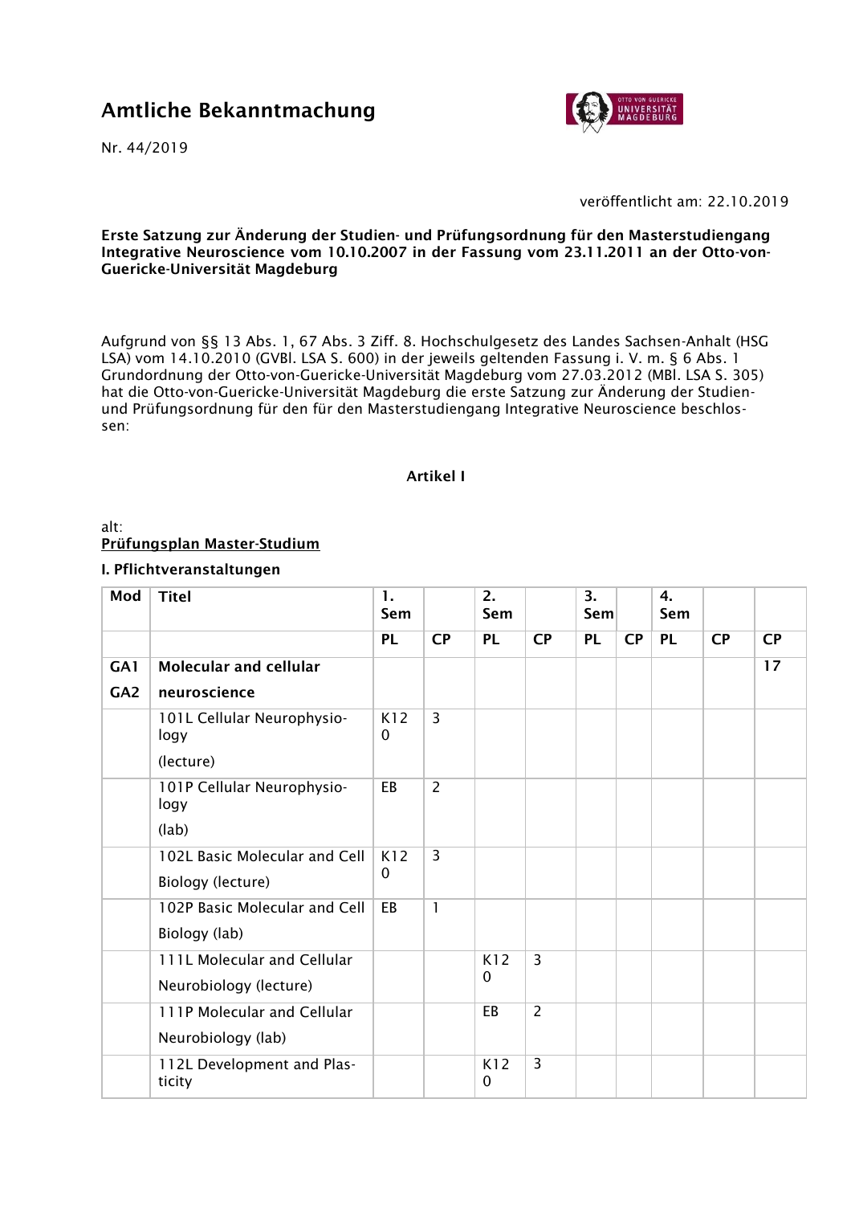# Amtliche Bekanntmachung

Nr. 44/2019

veröffentlicht am: 22.10.2019

**Erste Satzung zur Änderung der Studien- und Prüfungsordnung für den Masterstudiengang Integrative Neuroscience vom 10.10.2007 in der Fassung vom 23.11.2011 an der Otto-von-Guericke-Universität Magdeburg**

Aufgrund von §§ 13 Abs. 1, 67 Abs. 3 Ziff. 8. Hochschulgesetz des Landes Sachsen-Anhalt (HSG LSA) vom 14.10.2010 (GVBl. LSA S. 600) in der jeweils geltenden Fassung i. V. m. § 6 Abs. 1 Grundordnung der Otto-von-Guericke-Universität Magdeburg vom 27.03.2012 (MBl. LSA S. 305) hat die Otto-von-Guericke-Universität Magdeburg die erste Satzung zur Änderung der Studien- und Prüfungsordnung für den für den Masterstudiengang Integrative Neuroscience beschlossen:

## Artikel I

alt:

**Prüfungsplan Master-Studium**

**I. Pflichtveranstaltungen**

| Mod | Titel | 1. Sem | | 2. Sem | | 3. Sem | | 4. Sem | | |
|---|---|---|---|---|---|---|---|---|---|---|
| | | PL | CP | PL | CP | PL | CP | PL | CP | CP |
| GA1 GA2 | **Molecular and cellular neuroscience** | | | | | | | | | 17 |
| | 101L Cellular Neurophysiology (lecture) | K120 | 3 | | | | | | | |
| | 101P Cellular Neurophysiology (lab) | EB | 2 | | | | | | | |
| | 102L Basic Molecular and Cell Biology (lecture) | K120 | 3 | | | | | | | |
| | 102P Basic Molecular and Cell Biology (lab) | EB | 1 | | | | | | | |
| | 111L Molecular and Cellular Neurobiology (lecture) | | | K120 | 3 | | | | | |
| | 111P Molecular and Cellular Neurobiology (lab) | | | EB | 2 | | | | | |
| | 112L Development and Plasticity | | | K120 | 3 | | | | | |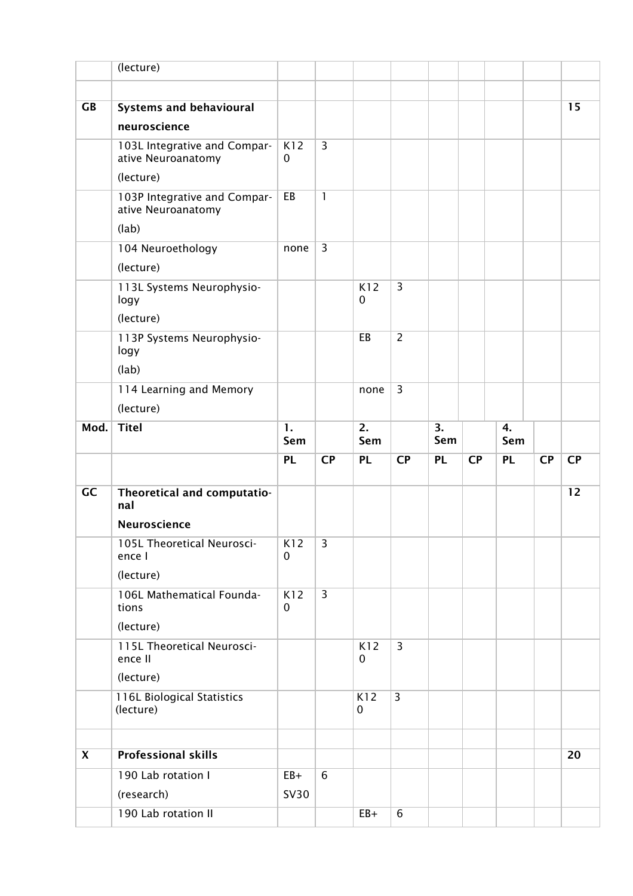| | (lecture) | | | | | | | | | |
|---|---|---|---|---|---|---|---|---|---|---|
| | | | | | | | | | | |
| **GB** | **Systems and behavioural neuroscience** | | | | | | | | | **15** |
| | 103L Integrative and Comparative Neuroanatomy (lecture) | K120 | 3 | | | | | | | |
| | 103P Integrative and Comparative Neuroanatomy (lab) | EB | 1 | | | | | | | |
| | 104 Neuroethology (lecture) | none | 3 | | | | | | | |
| | 113L Systems Neurophysiology (lecture) | | | K120 | 3 | | | | | |
| | 113P Systems Neurophysiology (lab) | | | EB | 2 | | | | | |
| | 114 Learning and Memory (lecture) | | | none | 3 | | | | | |
| **Mod.** | **Titel** | **1. Sem** | | **2. Sem** | | **3. Sem** | | **4. Sem** | | |
| | | **PL** | **CP** | **PL** | **CP** | **PL** | **CP** | **PL** | **CP** | **CP** |
| **GC** | **Theoretical and computational Neuroscience** | | | | | | | | | **12** |
| | 105L Theoretical Neuroscience I (lecture) | K120 | 3 | | | | | | | |
| | 106L Mathematical Foundations (lecture) | K120 | 3 | | | | | | | |
| | 115L Theoretical Neuroscience II (lecture) | | | K120 | 3 | | | | | |
| | 116L Biological Statistics (lecture) | | | K120 | 3 | | | | | |
| | | | | | | | | | | |
| **X** | **Professional skills** | | | | | | | | | **20** |
| | 190 Lab rotation I (research) | EB+ SV30 | 6 | | | | | | | |
| | 190 Lab rotation II | | | EB+ | 6 | | | | | |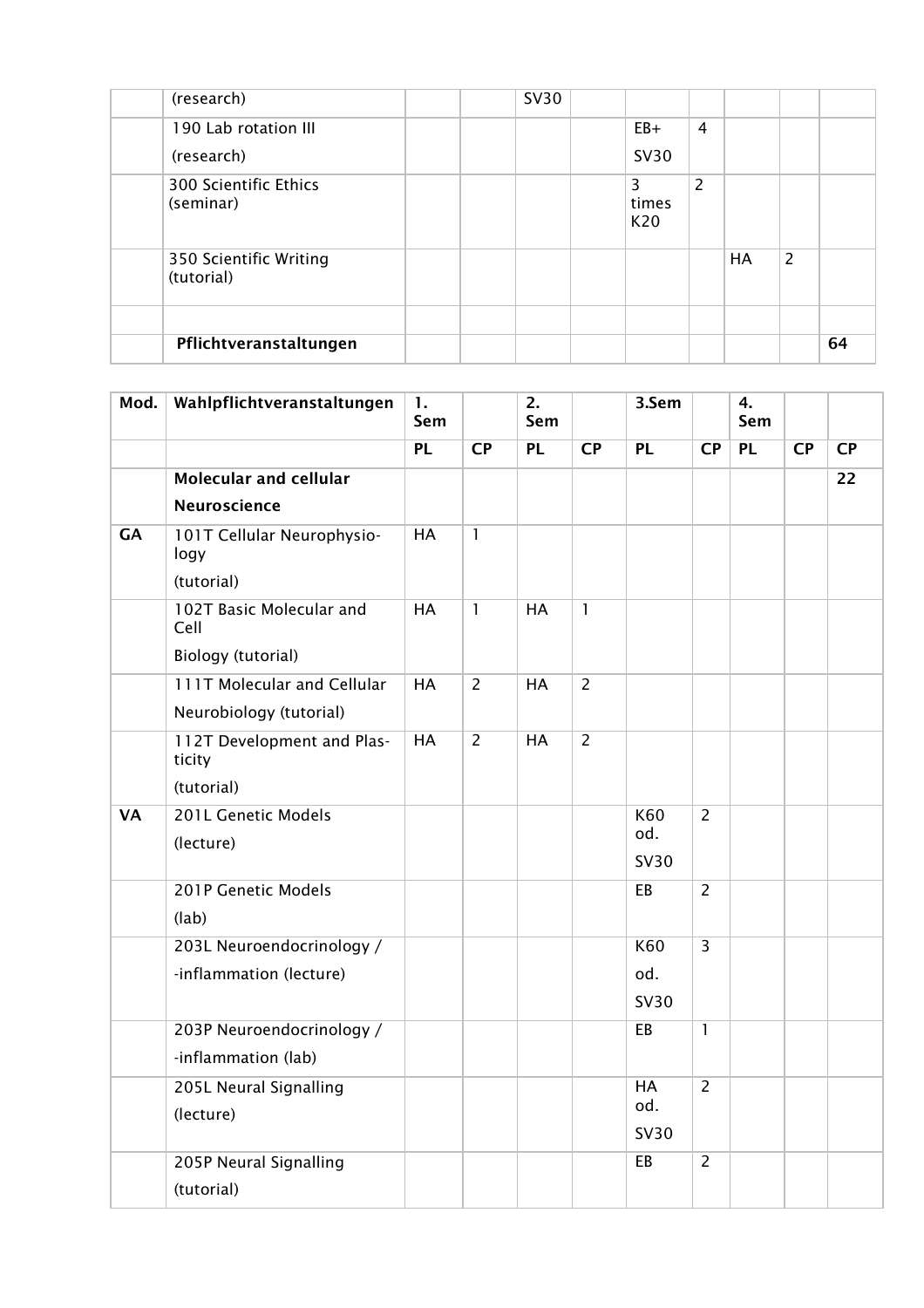| | | | | | | | | | | |
|---|---|---|---|---|---|---|---|---|---|---|
| | (research) | | | SV30 | | | | | | |
| | 190 Lab rotation III (research) | | | | | EB+ SV30 | 4 | | | |
| | 300 Scientific Ethics (seminar) | | | | | 3 times K20 | 2 | | | |
| | 350 Scientific Writing (tutorial) | | | | | | | HA | 2 | |
| | | | | | | | | | | |
| | **Pflichtveranstaltungen** | | | | | | | | | **64** |

| Mod. | Wahlpflichtveranstaltungen | 1. Sem | | 2. Sem | | 3.Sem | | 4. Sem | | |
|---|---|---|---|---|---|---|---|---|---|---|
| | | **PL** | **CP** | **PL** | **CP** | **PL** | **CP** | **PL** | **CP** | **CP** |
| | **Molecular and cellular Neuroscience** | | | | | | | | | **22** |
| **GA** | 101T Cellular Neurophysio-logy (tutorial) | HA | 1 | | | | | | | |
| | 102T Basic Molecular and Cell Biology (tutorial) | HA | 1 | HA | 1 | | | | | |
| | 111T Molecular and Cellular Neurobiology (tutorial) | HA | 2 | HA | 2 | | | | | |
| | 112T Development and Plas-ticity (tutorial) | HA | 2 | HA | 2 | | | | | |
| **VA** | 201L Genetic Models (lecture) | | | | | K60 od. SV30 | 2 | | | |
| | 201P Genetic Models (lab) | | | | | EB | 2 | | | |
| | 203L Neuroendocrinology / -inflammation (lecture) | | | | | K60 od. SV30 | 3 | | | |
| | 203P Neuroendocrinology / -inflammation (lab) | | | | | EB | 1 | | | |
| | 205L Neural Signalling (lecture) | | | | | HA od. SV30 | 2 | | | |
| | 205P Neural Signalling (tutorial) | | | | | EB | 2 | | | |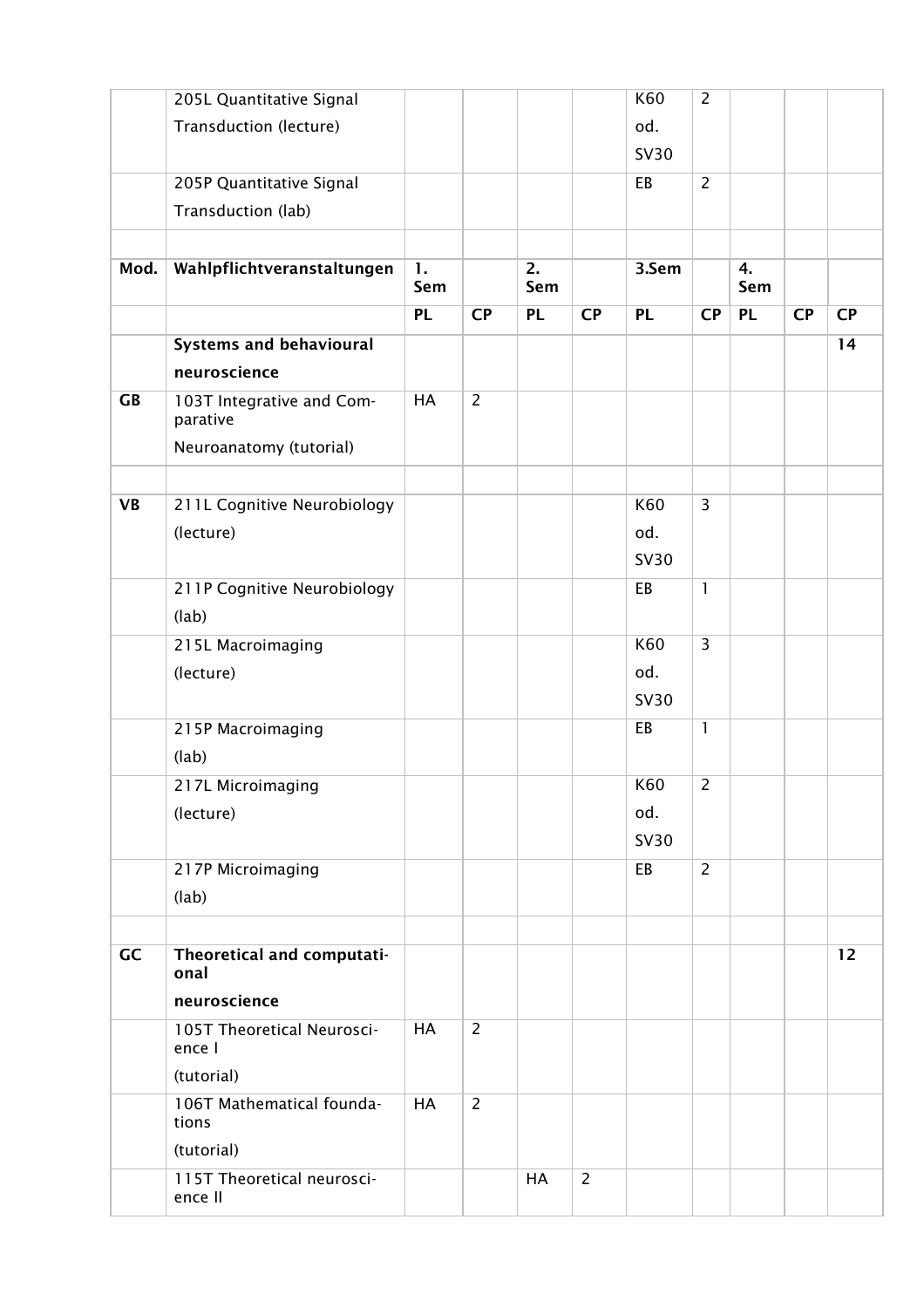| Mod. | Wahlpflichtveranstaltungen | 1. Sem | | 2. Sem | | 3.Sem | | 4. Sem | | |
|---|---|---|---|---|---|---|---|---|---|---|
| | 205L Quantitative Signal Transduction (lecture) | | | | | K60 od. SV30 | 2 | | | |
| | 205P Quantitative Signal Transduction (lab) | | | | | EB | 2 | | | |
| | | | | | | | | | | |
| Mod. | Wahlpflichtveranstaltungen | 1. Sem | | 2. Sem | | 3.Sem | | 4. Sem | | |
| | | PL | CP | PL | CP | PL | CP | PL | CP | CP |
| | **Systems and behavioural neuroscience** | | | | | | | | | 14 |
| GB | 103T Integrative and Comparative Neuroanatomy (tutorial) | HA | 2 | | | | | | | |
| | | | | | | | | | | |
| VB | 211L Cognitive Neurobiology (lecture) | | | | | K60 od. SV30 | 3 | | | |
| | 211P Cognitive Neurobiology (lab) | | | | | EB | 1 | | | |
| | 215L Macroimaging (lecture) | | | | | K60 od. SV30 | 3 | | | |
| | 215P Macroimaging (lab) | | | | | EB | 1 | | | |
| | 217L Microimaging (lecture) | | | | | K60 od. SV30 | 2 | | | |
| | 217P Microimaging (lab) | | | | | EB | 2 | | | |
| | | | | | | | | | | |
| GC | **Theoretical and computational neuroscience** | | | | | | | | | 12 |
| | 105T Theoretical Neuroscience I (tutorial) | HA | 2 | | | | | | | |
| | 106T Mathematical foundations (tutorial) | HA | 2 | | | | | | | |
| | 115T Theoretical neuroscience II | | | HA | 2 | | | | | |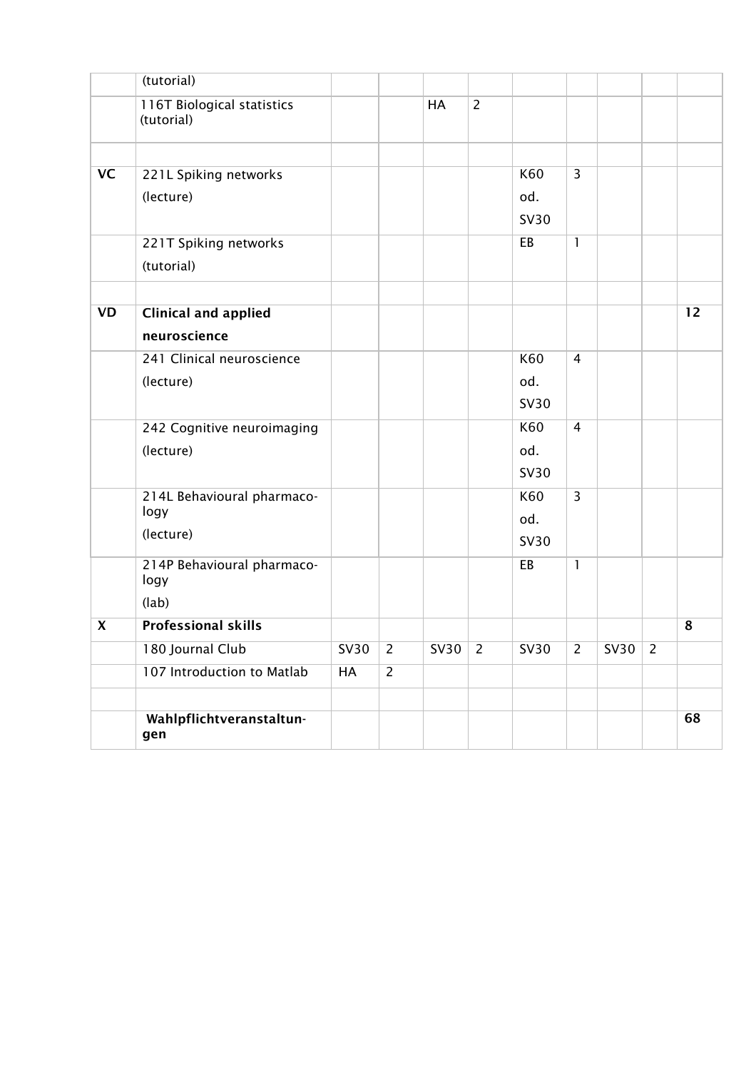| | | | | | | | | | | |
|---|---|---|---|---|---|---|---|---|---|---|
| | (tutorial) | | | | | | | | | |
| | 116T Biological statistics (tutorial) | | | HA | 2 | | | | | |
| | | | | | | | | | | |
| **VC** | 221L Spiking networks (lecture) | | | | | K60 od. SV30 | 3 | | | |
| | 221T Spiking networks (tutorial) | | | | | EB | 1 | | | |
| | | | | | | | | | | |
| **VD** | **Clinical and applied neuroscience** | | | | | | | | | **12** |
| | 241 Clinical neuroscience (lecture) | | | | | K60 od. SV30 | 4 | | | |
| | 242 Cognitive neuroimaging (lecture) | | | | | K60 od. SV30 | 4 | | | |
| | 214L Behavioural pharmaco-logy (lecture) | | | | | K60 od. SV30 | 3 | | | |
| | 214P Behavioural pharmaco-logy (lab) | | | | | EB | 1 | | | |
| **X** | **Professional skills** | | | | | | | | | **8** |
| | 180 Journal Club | SV30 | 2 | SV30 | 2 | SV30 | 2 | SV30 | 2 | |
| | 107 Introduction to Matlab | HA | 2 | | | | | | | |
| | | | | | | | | | | |
| | **Wahlpflichtveranstaltun-gen** | | | | | | | | | **68** |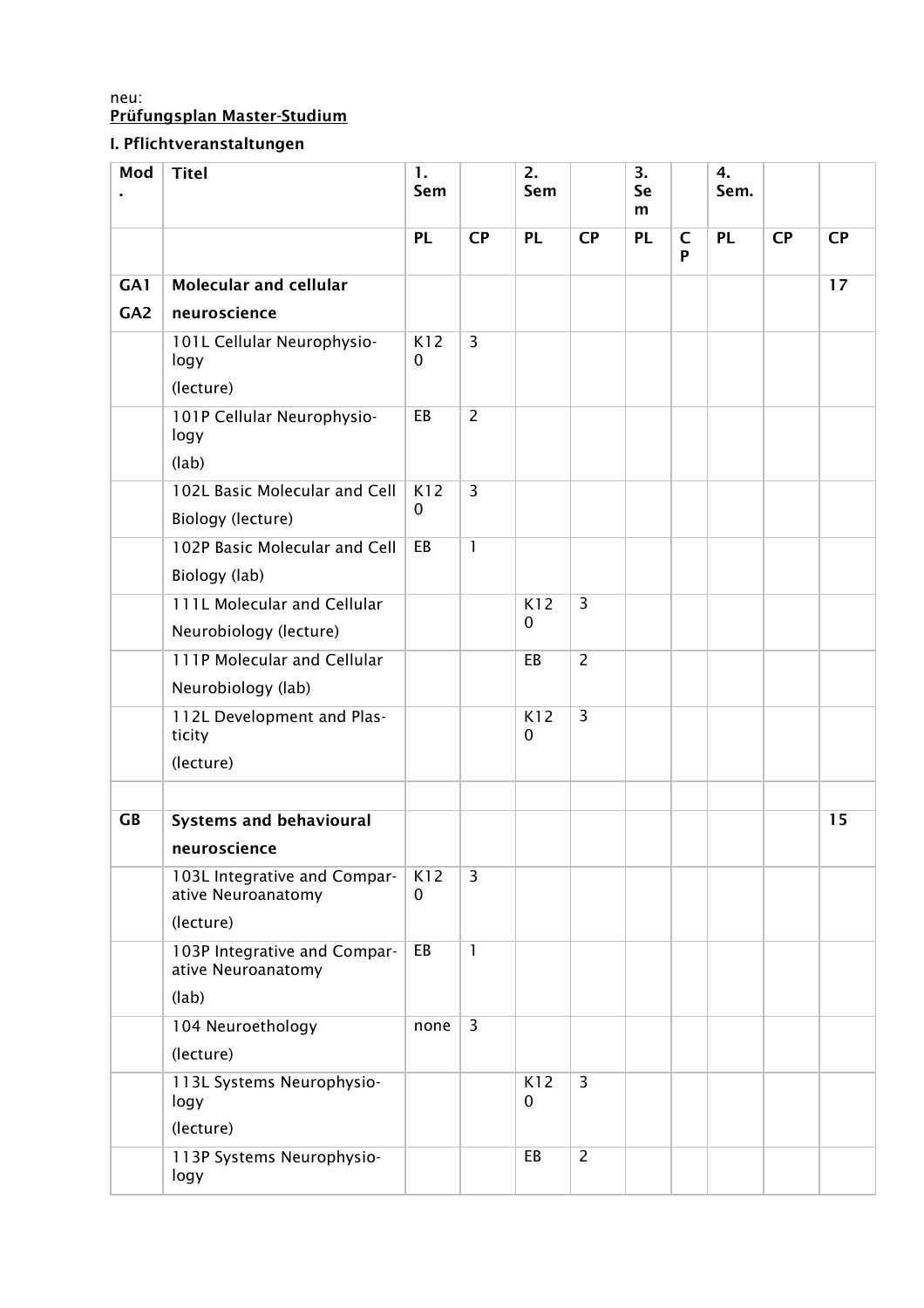neu:
**Prüfungsplan Master-Studium**

**I. Pflichtveranstaltungen**

| Mod. | Titel | 1. Sem | | 2. Sem | | 3. Sem | | 4. Sem. | | |
|---|---|---|---|---|---|---|---|---|---|---|
| | | PL | CP | PL | CP | PL | CP | PL | CP | CP |
| GA1 GA2 | **Molecular and cellular neuroscience** | | | | | | | | | 17 |
| | 101L Cellular Neurophysiology (lecture) | K120 | 3 | | | | | | | |
| | 101P Cellular Neurophysiology (lab) | EB | 2 | | | | | | | |
| | 102L Basic Molecular and Cell Biology (lecture) | K120 | 3 | | | | | | | |
| | 102P Basic Molecular and Cell Biology (lab) | EB | 1 | | | | | | | |
| | 111L Molecular and Cellular Neurobiology (lecture) | | | K120 | 3 | | | | | |
| | 111P Molecular and Cellular Neurobiology (lab) | | | EB | 2 | | | | | |
| | 112L Development and Plasticity (lecture) | | | K120 | 3 | | | | | |
| | | | | | | | | | | |
| GB | **Systems and behavioural neuroscience** | | | | | | | | | 15 |
| | 103L Integrative and Comparative Neuroanatomy (lecture) | K120 | 3 | | | | | | | |
| | 103P Integrative and Comparative Neuroanatomy (lab) | EB | 1 | | | | | | | |
| | 104 Neuroethology (lecture) | none | 3 | | | | | | | |
| | 113L Systems Neurophysiology (lecture) | | | K120 | 3 | | | | | |
| | 113P Systems Neurophysiology | | | EB | 2 | | | | | |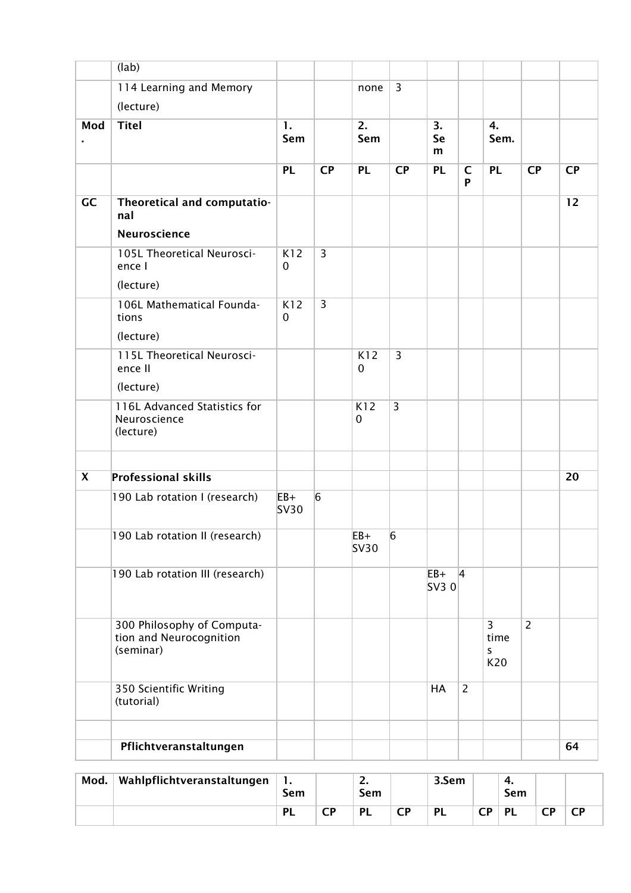| | (lab) | | | | | | | | | |
|---|---|---|---|---|---|---|---|---|---|---|
| | 114 Learning and Memory (lecture) | | | none | 3 | | | | | |
| **Mod.** | **Titel** | **1. Sem** | | **2. Sem** | | **3. Sem** | | **4. Sem.** | | |
| | | **PL** | **CP** | **PL** | **CP** | **PL** | **CP** | **PL** | **CP** | **CP** |
| **GC** | **Theoretical and computational Neuroscience** | | | | | | | | | **12** |
| | 105L Theoretical Neuroscience I (lecture) | K120 | 3 | | | | | | | |
| | 106L Mathematical Foundations (lecture) | K120 | 3 | | | | | | | |
| | 115L Theoretical Neuroscience II (lecture) | | | K120 | 3 | | | | | |
| | 116L Advanced Statistics for Neuroscience (lecture) | | | K120 | 3 | | | | | |
| | | | | | | | | | | |
| **X** | **Professional skills** | | | | | | | | | **20** |
| | 190 Lab rotation I (research) | EB+ SV30 | 6 | | | | | | | |
| | 190 Lab rotation II (research) | | | EB+ SV30 | 6 | | | | | |
| | 190 Lab rotation III (research) | | | | | EB+ SV3 0 | 4 | | | |
| | 300 Philosophy of Computation and Neurocognition (seminar) | | | | | | | 3 times K20 | 2 | |
| | 350 Scientific Writing (tutorial) | | | | | HA | 2 | | | |
| | | | | | | | | | | |
| | **Pflichtveranstaltungen** | | | | | | | | | **64** |

| **Mod.** | **Wahlpflichtveranstaltungen** | **1. Sem** | | **2. Sem** | | **3.Sem** | | **4. Sem** | | |
|---|---|---|---|---|---|---|---|---|---|---|
| | | **PL** | **CP** | **PL** | **CP** | **PL** | **CP** | **PL** | **CP** | **CP** |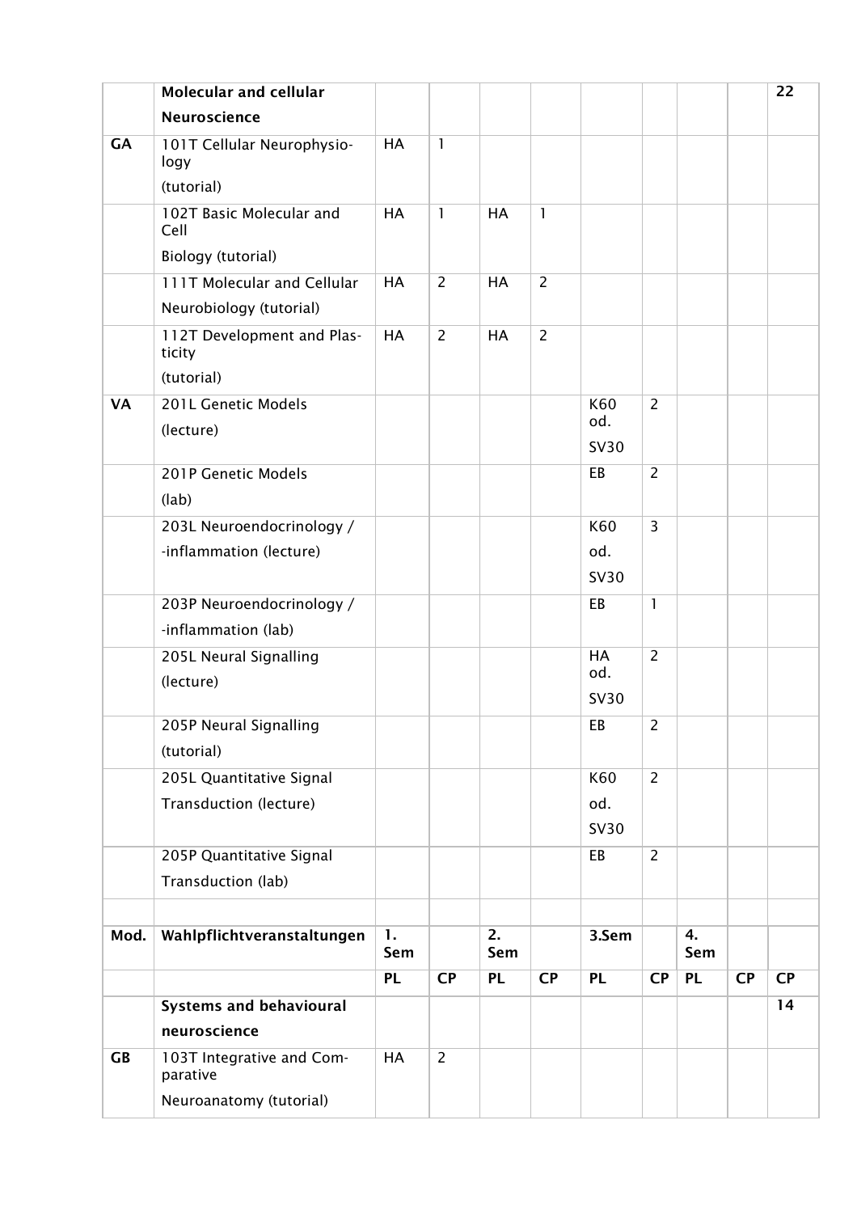| | **Molecular and cellular Neuroscience** | | | | | | | | | **22** |
|---|---|---|---|---|---|---|---|---|---|---|
| **GA** | 101T Cellular Neurophysiology (tutorial) | HA | 1 | | | | | | | |
| | 102T Basic Molecular and Cell Biology (tutorial) | HA | 1 | HA | 1 | | | | | |
| | 111T Molecular and Cellular Neurobiology (tutorial) | HA | 2 | HA | 2 | | | | | |
| | 112T Development and Plasticity (tutorial) | HA | 2 | HA | 2 | | | | | |
| **VA** | 201L Genetic Models (lecture) | | | | | K60 od. SV30 | 2 | | | |
| | 201P Genetic Models (lab) | | | | | EB | 2 | | | |
| | 203L Neuroendocrinology / -inflammation (lecture) | | | | | K60 od. SV30 | 3 | | | |
| | 203P Neuroendocrinology / -inflammation (lab) | | | | | EB | 1 | | | |
| | 205L Neural Signalling (lecture) | | | | | HA od. SV30 | 2 | | | |
| | 205P Neural Signalling (tutorial) | | | | | EB | 2 | | | |
| | 205L Quantitative Signal Transduction (lecture) | | | | | K60 od. SV30 | 2 | | | |
| | 205P Quantitative Signal Transduction (lab) | | | | | EB | 2 | | | |
| | | | | | | | | | | |
| **Mod.** | **Wahlpflichtveranstaltungen** | **1. Sem** | | **2. Sem** | | **3.Sem** | | **4. Sem** | | |
| | | **PL** | **CP** | **PL** | **CP** | **PL** | **CP** | **PL** | **CP** | **CP** |
| | **Systems and behavioural neuroscience** | | | | | | | | | **14** |
| **GB** | 103T Integrative and Comparative Neuroanatomy (tutorial) | HA | 2 | | | | | | | |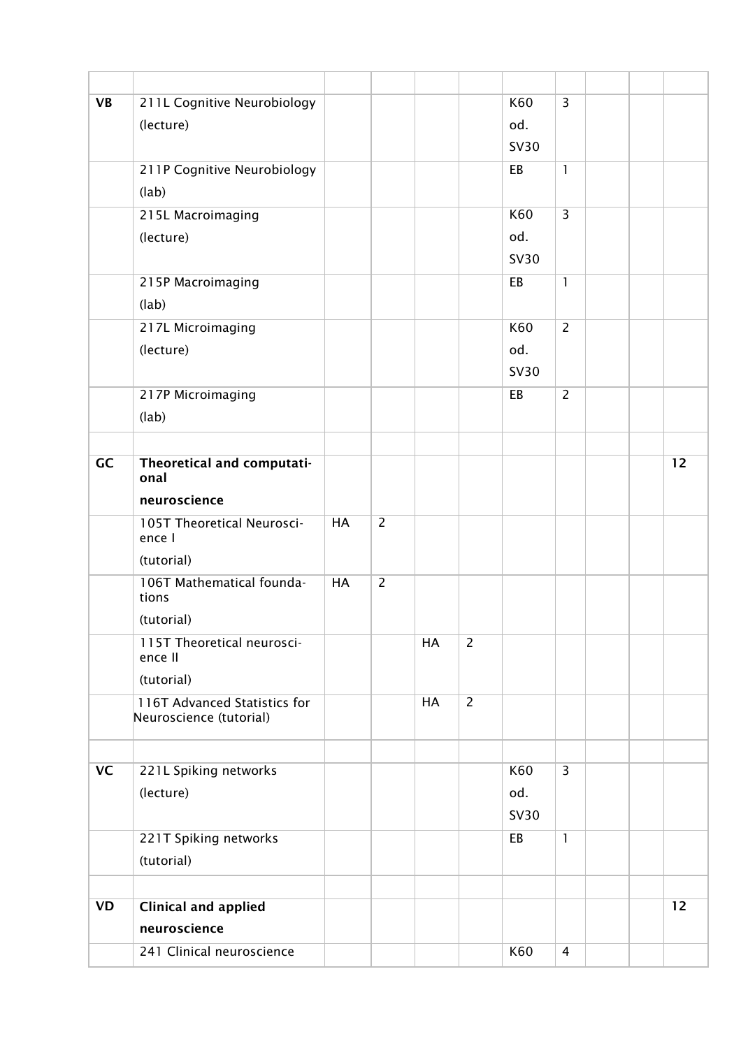| | | | | | | | | | | |
|---|---|---|---|---|---|---|---|---|---|---|
| **VB** | 211L Cognitive Neurobiology (lecture) | | | | | K60 od. SV30 | 3 | | | |
| | 211P Cognitive Neurobiology (lab) | | | | | EB | 1 | | | |
| | 215L Macroimaging (lecture) | | | | | K60 od. SV30 | 3 | | | |
| | 215P Macroimaging (lab) | | | | | EB | 1 | | | |
| | 217L Microimaging (lecture) | | | | | K60 od. SV30 | 2 | | | |
| | 217P Microimaging (lab) | | | | | EB | 2 | | | |
| | | | | | | | | | | |
| **GC** | **Theoretical and computational neuroscience** | | | | | | | | | 12 |
| | 105T Theoretical Neuroscience I (tutorial) | HA | 2 | | | | | | | |
| | 106T Mathematical foundations (tutorial) | HA | 2 | | | | | | | |
| | 115T Theoretical neuroscience II (tutorial) | | | HA | 2 | | | | | |
| | 116T Advanced Statistics for Neuroscience (tutorial) | | | HA | 2 | | | | | |
| | | | | | | | | | | |
| **VC** | 221L Spiking networks (lecture) | | | | | K60 od. SV30 | 3 | | | |
| | 221T Spiking networks (tutorial) | | | | | EB | 1 | | | |
| | | | | | | | | | | |
| **VD** | **Clinical and applied neuroscience** | | | | | | | | | 12 |
| | 241 Clinical neuroscience | | | | | K60 | 4 | | | |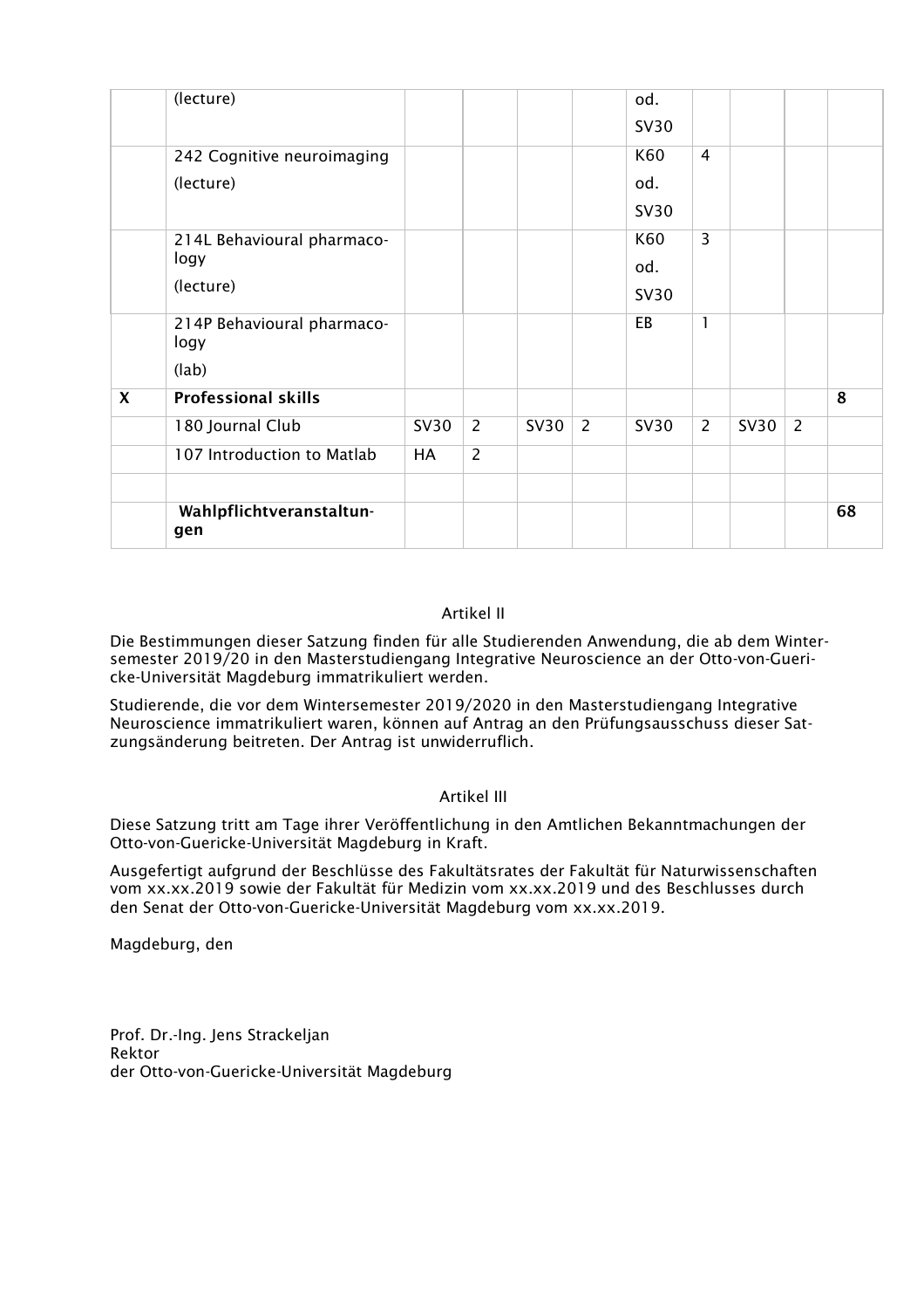| | | | | | | | | | | |
|---|---|---|---|---|---|---|---|---|---|---|
| | (lecture) | | | | | od. SV30 | | | | |
| | 242 Cognitive neuroimaging (lecture) | | | | | K60 od. SV30 | 4 | | | |
| | 214L Behavioural pharmaco-logy (lecture) | | | | | K60 od. SV30 | 3 | | | |
| | 214P Behavioural pharmaco-logy (lab) | | | | | EB | 1 | | | |
| **X** | **Professional skills** | | | | | | | | | **8** |
| | 180 Journal Club | SV30 | 2 | SV30 | 2 | SV30 | 2 | SV30 | 2 | |
| | 107 Introduction to Matlab | HA | 2 | | | | | | | |
| | | | | | | | | | | |
| | **Wahlpflichtveranstaltun-gen** | | | | | | | | | **68** |

Artikel II

Die Bestimmungen dieser Satzung finden für alle Studierenden Anwendung, die ab dem Winter-semester 2019/20 in den Masterstudiengang Integrative Neuroscience an der Otto-von-Gueri-cke-Universität Magdeburg immatrikuliert werden.

Studierende, die vor dem Wintersemester 2019/2020 in den Masterstudiengang Integrative Neuroscience immatrikuliert waren, können auf Antrag an den Prüfungsausschuss dieser Sat-zungsänderung beitreten. Der Antrag ist unwiderruflich.

Artikel III

Diese Satzung tritt am Tage ihrer Veröffentlichung in den Amtlichen Bekanntmachungen der Otto-von-Guericke-Universität Magdeburg in Kraft.

Ausgefertigt aufgrund der Beschlüsse des Fakultätsrates der Fakultät für Naturwissenschaften vom xx.xx.2019 sowie der Fakultät für Medizin vom xx.xx.2019 und des Beschlusses durch den Senat der Otto-von-Guericke-Universität Magdeburg vom xx.xx.2019.

Magdeburg, den

Prof. Dr.-Ing. Jens Strackeljan
Rektor
der Otto-von-Guericke-Universität Magdeburg